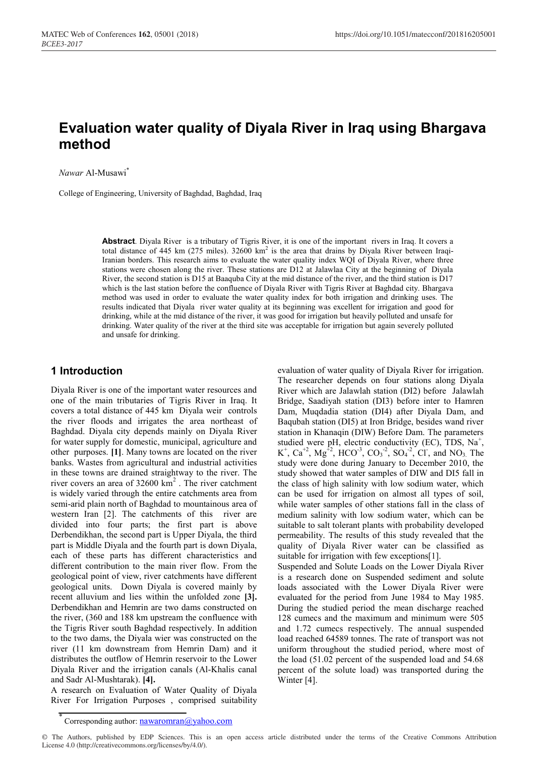# Evaluation water quality of Diyala River in Iraq using Bhargava method

*Nawar* Al-Musawi*

College of Engineering, University of Baghdad, Baghdad, Iraq

**Abstract**. Diyala River is a tributary of Tigris River, it is one of the important rivers in Iraq. It covers a total distance of 445 km (275 miles). 32600 $km^2$ is the area that drains by Diyala River between Iraqi-Iranian borders. This research aims to evaluate the water quality index WQI of Diyala River, where three stations were chosen along the river. These stations are D12 at Jalawlaa City at the beginning of Diyala River, the second station is D15 at Baaquba City at the mid distance of the river, and the third station is D17 which is the last station before the confluence of Diyala River with Tigris River at Baghdad city. Bhargava method was used in order to evaluate the water quality index for both irrigation and drinking uses. The results indicated that Diyala river water quality at its beginning was excellent for irrigation and good for drinking, while at the mid distance of the river, it was good for irrigation but heavily polluted and unsafe for drinking. Water quality of the river at the third site was acceptable for irrigation but again severely polluted and unsafe for drinking.

## 1 Introduction

Diyala River is one of the important water resources and one of the main tributaries of Tigris River in Iraq. It covers a total distance of 445 km Diyala weir controls the river floods and irrigates the area northeast of Baghdad. Diyala city depends mainly on Diyala River for water supply for domestic, municipal, agriculture and other purposes. **[1]**. Many towns are located on the river banks. Wastes from agricultural and industrial activities in these towns are drained straightway to the river. The river covers an area of 32600 $km^2$ . The river catchment is widely varied through the entire catchments area from semi-arid plain north of Baghdad to mountainous area of western Iran [2]. The catchments of this river are divided into four parts; the first part is above Derbendikhan, the second part is Upper Diyala, the third part is Middle Diyala and the fourth part is down Diyala, each of these parts has different characteristics and different contribution to the main river flow. From the geological point of view, river catchments have different geological units. Down Diyala is covered mainly by recent alluvium and lies within the unfolded zone **[3].** Derbendikhan and Hemrin are two dams constructed on the river, (360 and 188 km upstream the confluence with the Tigris River south Baghdad respectively. In addition to the two dams, the Diyala wier was constructed on the river (11 km downstream from Hemrin Dam) and it distributes the outflow of Hemrin reservoir to the Lower Diyala River and the irrigation canals (Al-Khalis canal and Sadr Al-Mushtarak). **[4].**

A research on Evaluation of Water Quality of Diyala River For Irrigation Purposes , comprised suitability evaluation of water quality of Diyala River for irrigation. The researcher depends on four stations along Diyala River which are Jalawlah station (DI2) before Jalawlah Bridge, Saadiyah station (DI3) before inter to Hamren Dam, Muqdadia station (DI4) after Diyala Dam, and Baqubah station (DI5) at Iron Bridge, besides wand river station in Khanaqin (DIW) Before Dam. The parameters studied were pH, electric conductivity (EC), TDS, $Na^+$, $K^+$, $Ca^{+2}$, $Mg^{+2}$, $HCO^{-3}$, $CO_3^{-2}$, $SO_4^{-2}$, $Cl^-$, and $NO_3$. The study were done during January to December 2010, the study showed that water samples of DIW and DI5 fall in the class of high salinity with low sodium water, which can be used for irrigation on almost all types of soil, while water samples of other stations fall in the class of medium salinity with low sodium water, which can be suitable to salt tolerant plants with probability developed permeability. The results of this study revealed that the quality of Diyala River water can be classified as suitable for irrigation with few exceptions[1].

Suspended and Solute Loads on the Lower Diyala River is a research done on Suspended sediment and solute loads associated with the Lower Diyala River were evaluated for the period from June 1984 to May 1985. During the studied period the mean discharge reached 128 cumecs and the maximum and minimum were 505 and 1.72 cumecs respectively. The annual suspended load reached 64589 tonnes. The rate of transport was not uniform throughout the studied period, where most of the load (51.02 percent of the suspended load and 54.68 percent of the solute load) was transported during the Winter [4].

* Corresponding author: nawaromran@yahoo.com

© The Authors, published by EDP Sciences. This is an open access article distributed under the terms of the Creative Commons Attribution License 4.0 (http://creativecommons.org/licenses/by/4.0/).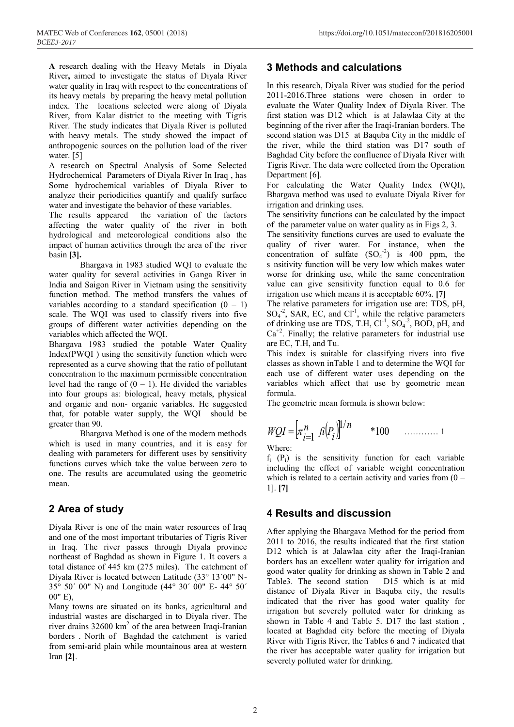**A** research dealing with the Heavy Metals in Diyala River**,** aimed to investigate the status of Diyala River water quality in Iraq with respect to the concentrations of its heavy metals by preparing the heavy metal pollution index. The locations selected were along of Diyala River, from Kalar district to the meeting with Tigris River. The study indicates that Diyala River is polluted with heavy metals. The study showed the impact of anthropogenic sources on the pollution load of the river water. [5]

A research on Spectral Analysis of Some Selected Hydrochemical Parameters of Diyala River In Iraq , has Some hydrochemical variables of Diyala River to analyze their periodicities quantify and qualify surface water and investigate the behavior of these variables.

The results appeared the variation of the factors affecting the water quality of the river in both hydrological and meteorological conditions also the impact of human activities through the area of the river basin **[3].**

Bhargava in 1983 studied WQI to evaluate the water quality for several activities in Ganga River in India and Saigon River in Vietnam using the sensitivity function method. The method transfers the values of variables according to a standard specification (0 – 1) scale. The WQI was used to classify rivers into five groups of different water activities depending on the variables which affected the WQI.

Bhargava 1983 studied the potable Water Quality Index(PWQI ) using the sensitivity function which were represented as a curve showing that the ratio of pollutant concentration to the maximum permissible concentration level had the range of (0 – 1). He divided the variables into four groups as: biological, heavy metals, physical and organic and non- organic variables. He suggested that, for potable water supply, the WQI should be greater than 90.

Bhargava Method is one of the modern methods which is used in many countries, and it is easy for dealing with parameters for different uses by sensitivity functions curves which take the value between zero to one. The results are accumulated using the geometric mean.

## 2 Area of study

Diyala River is one of the main water resources of Iraq and one of the most important tributaries of Tigris River in Iraq. The river passes through Diyala province northeast of Baghdad as shown in Figure 1. It covers a total distance of 445 km (275 miles). The catchment of Diyala River is located between Latitude (33° 13´00" N- 35° 50´ 00" N) and Longitude (44° 30´ 00" E- 44° 50´ 00" E),

Many towns are situated on its banks, agricultural and industrial wastes are discharged in to Diyala river. The river drains 32600 km$^2$ of the area between Iraqi-Iranian borders . North of Baghdad the catchment is varied from semi-arid plain while mountainous area at western Iran **[2]**.

## 3 Methods and calculations

In this research, Diyala River was studied for the period 2011-2016.Three stations were chosen in order to evaluate the Water Quality Index of Diyala River. The first station was D12 which is at Jalawlaa City at the beginning of the river after the Iraqi-Iranian borders. The second station was D15 at Baquba City in the middle of the river, while the third station was D17 south of Baghdad City before the confluence of Diyala River with Tigris River. The data were collected from the Operation Department [6].

For calculating the Water Quality Index (WQI), Bhargava method was used to evaluate Diyala River for irrigation and drinking uses.

The sensitivity functions can be calculated by the impact of the parameter value on water quality as in Figs 2, 3.

The sensitivity functions curves are used to evaluate the quality of river water. For instance, when the concentration of sulfate ($SO_4^{-2}$) is 400 ppm, the s nsitivity function will be very low which makes water worse for drinking use, while the same concentration value can give sensitivity function equal to 0.6 for irrigation use which means it is acceptable 60%. **[7]**

The relative parameters for irrigation use are: TDS, pH, $SO_4^{-2}$, SAR, EC, and $Cl^{-1}$, while the relative parameters of drinking use are TDS, T.H, $Cl^{-1}$, $SO_4^{-2}$, BOD, pH, and $Ca^{+2}$. Finally; the relative parameters for industrial use are EC, T.H, and Tu.

This index is suitable for classifying rivers into five classes as shown inTable 1 and to determine the WQI for each use of different water uses depending on the variables which affect that use by geometric mean formula.

The geometric mean formula is shown below:

$$WQI = \left[\pi_{i=1}^{n} fi\left(P_i\right)\right]^{1/n} \quad *100 \qquad \ldots\ldots\ldots\ldots 1$$

Where:

$f_i$ ($P_i$) is the sensitivity function for each variable including the effect of variable weight concentration which is related to a certain activity and varies from (0 – 1]. **[7]**

## 4 Results and discussion

After applying the Bhargava Method for the period from 2011 to 2016, the results indicated that the first station D12 which is at Jalawlaa city after the Iraqi-Iranian borders has an excellent water quality for irrigation and good water quality for drinking as shown in Table 2 and Table3. The second station D15 which is at mid distance of Diyala River in Baquba city, the results indicated that the river has good water quality for irrigation but severely polluted water for drinking as shown in Table 4 and Table 5. D17 the last station , located at Baghdad city before the meeting of Diyala River with Tigris River, the Tables 6 and 7 indicated that the river has acceptable water quality for irrigation but severely polluted water for drinking.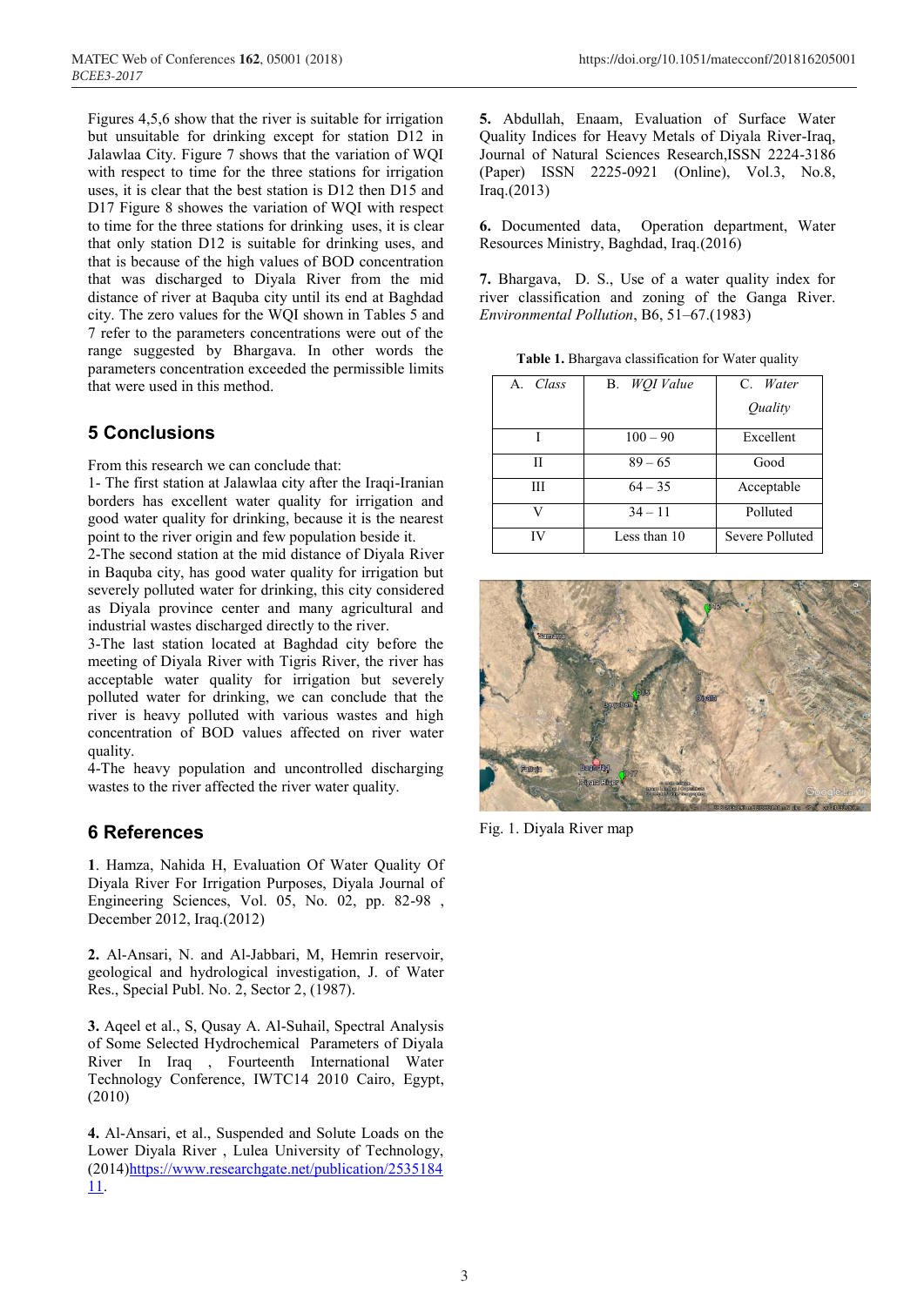Figures 4,5,6 show that the river is suitable for irrigation but unsuitable for drinking except for station D12 in Jalawlaa City. Figure 7 shows that the variation of WQI with respect to time for the three stations for irrigation uses, it is clear that the best station is D12 then D15 and D17 Figure 8 showes the variation of WQI with respect to time for the three stations for drinking uses, it is clear that only station D12 is suitable for drinking uses, and that is because of the high values of BOD concentration that was discharged to Diyala River from the mid distance of river at Baquba city until its end at Baghdad city. The zero values for the WQI shown in Tables 5 and 7 refer to the parameters concentrations were out of the range suggested by Bhargava. In other words the parameters concentration exceeded the permissible limits that were used in this method.

## 5 Conclusions

From this research we can conclude that:

1- The first station at Jalawlaa city after the Iraqi-Iranian borders has excellent water quality for irrigation and good water quality for drinking, because it is the nearest point to the river origin and few population beside it.

2-The second station at the mid distance of Diyala River in Baquba city, has good water quality for irrigation but severely polluted water for drinking, this city considered as Diyala province center and many agricultural and industrial wastes discharged directly to the river.

3-The last station located at Baghdad city before the meeting of Diyala River with Tigris River, the river has acceptable water quality for irrigation but severely polluted water for drinking, we can conclude that the river is heavy polluted with various wastes and high concentration of BOD values affected on river water quality.

4-The heavy population and uncontrolled discharging wastes to the river affected the river water quality.

## 6 References

**1**. Hamza, Nahida H, Evaluation Of Water Quality Of Diyala River For Irrigation Purposes, Diyala Journal of Engineering Sciences, Vol. 05, No. 02, pp. 82-98 , December 2012, Iraq.(2012)

**2.** Al-Ansari, N. and Al-Jabbari, M, Hemrin reservoir, geological and hydrological investigation, J. of Water Res., Special Publ. No. 2, Sector 2, (1987).

**3.** Aqeel et al., S, Qusay A. Al-Suhail, Spectral Analysis of Some Selected Hydrochemical Parameters of Diyala River In Iraq , Fourteenth International Water Technology Conference, IWTC14 2010 Cairo, Egypt, (2010)

**4.** Al-Ansari, et al., Suspended and Solute Loads on the Lower Diyala River , Lulea University of Technology, (2014)https://www.researchgate.net/publication/253518411.

**5.** Abdullah, Enaam, Evaluation of Surface Water Quality Indices for Heavy Metals of Diyala River-Iraq, Journal of Natural Sciences Research,ISSN 2224-3186 (Paper) ISSN 2225-0921 (Online), Vol.3, No.8, Iraq.(2013)

**6.** Documented data, Operation department, Water Resources Ministry, Baghdad, Iraq.(2016)

**7.** Bhargava, D. S., Use of a water quality index for river classification and zoning of the Ganga River. *Environmental Pollution*, B6, 51–67.(1983)

**Table 1.** Bhargava classification for Water quality

| A. *Class* | B. *WQI Value* | C. *Water Quality* |
|---|---|---|
| I | 100 – 90 | Excellent |
| II | 89 – 65 | Good |
| III | 64 – 35 | Acceptable |
| V | 34 – 11 | Polluted |
| IV | Less than 10 | Severe Polluted |

Fig. 1. Diyala River map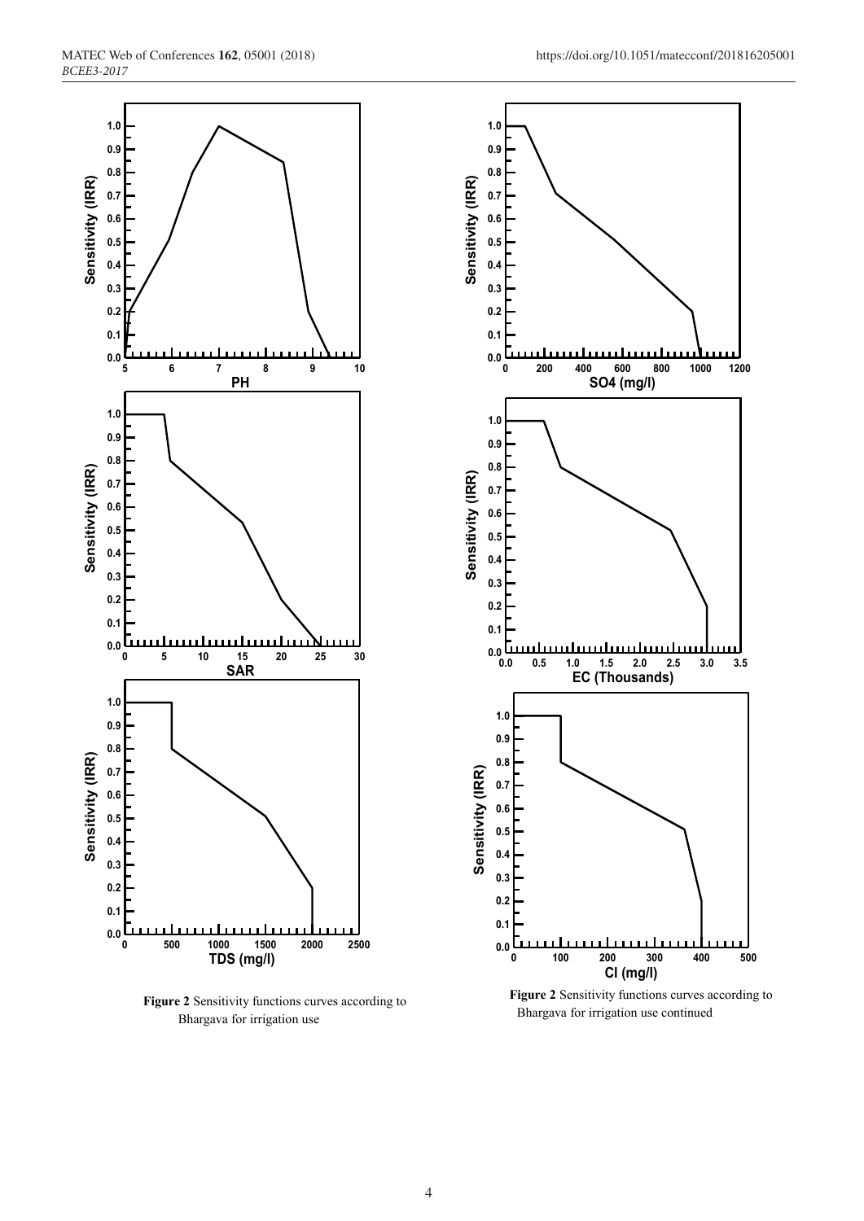**Figure 2** Sensitivity functions curves according to Bhargava for irrigation use

**Figure 2** Sensitivity functions curves according to Bhargava for irrigation use continued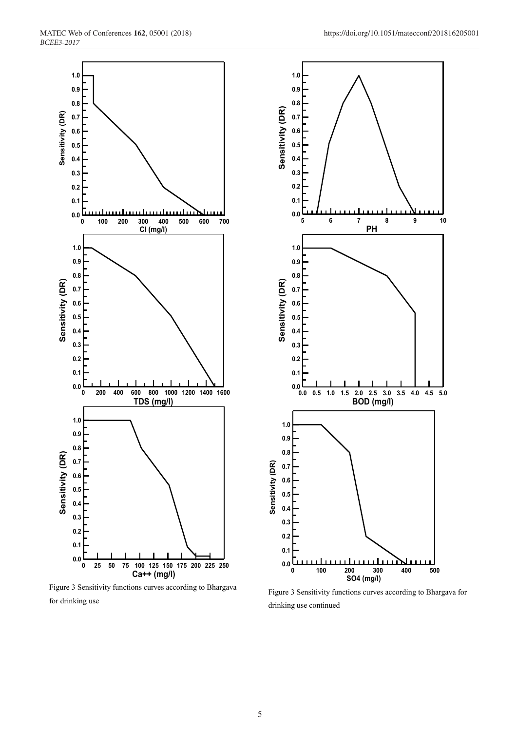Figure 3 Sensitivity functions curves according to Bhargava for drinking use

Figure 3 Sensitivity functions curves according to Bhargava for drinking use continued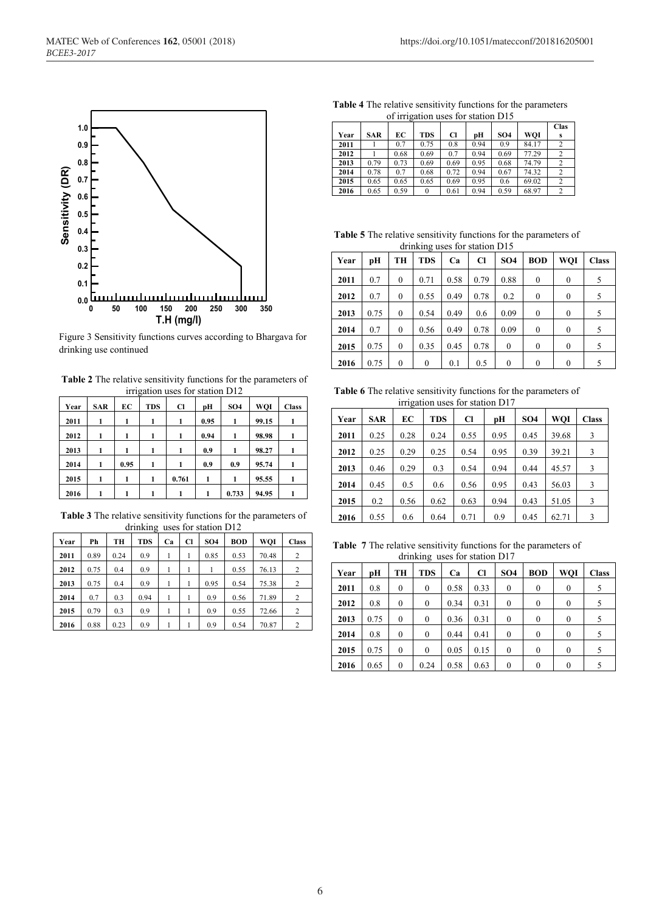Figure 3 Sensitivity functions curves according to Bhargava for drinking use continued

**Table 2** The relative sensitivity functions for the parameters of irrigation uses for station D12

| Year | SAR | EC | TDS | Cl | pH | SO4 | WQI | Class |
|---|---|---|---|---|---|---|---|---|
| 2011 | 1 | 1 | 1 | 1 | 0.95 | 1 | 99.15 | 1 |
| 2012 | 1 | 1 | 1 | 1 | 0.94 | 1 | 98.98 | 1 |
| 2013 | 1 | 1 | 1 | 1 | 0.9 | 1 | 98.27 | 1 |
| 2014 | 1 | 0.95 | 1 | 1 | 0.9 | 0.9 | 95.74 | 1 |
| 2015 | 1 | 1 | 1 | 0.761 | 1 | 1 | 95.55 | 1 |
| 2016 | 1 | 1 | 1 | 1 | 1 | 0.733 | 94.95 | 1 |

**Table 3** The relative sensitivity functions for the parameters of drinking uses for station D12

| Year | Ph | TH | TDS | Ca | Cl | SO4 | BOD | WQI | Class |
|---|---|---|---|---|---|---|---|---|---|
| 2011 | 0.89 | 0.24 | 0.9 | 1 | 1 | 0.85 | 0.53 | 70.48 | 2 |
| 2012 | 0.75 | 0.4 | 0.9 | 1 | 1 | 1 | 0.55 | 76.13 | 2 |
| 2013 | 0.75 | 0.4 | 0.9 | 1 | 1 | 0.95 | 0.54 | 75.38 | 2 |
| 2014 | 0.7 | 0.3 | 0.94 | 1 | 1 | 0.9 | 0.56 | 71.89 | 2 |
| 2015 | 0.79 | 0.3 | 0.9 | 1 | 1 | 0.9 | 0.55 | 72.66 | 2 |
| 2016 | 0.88 | 0.23 | 0.9 | 1 | 1 | 0.9 | 0.54 | 70.87 | 2 |

**Table 4** The relative sensitivity functions for the parameters of irrigation uses for station D15

| Year | SAR | EC | TDS | Cl | pH | SO4 | WQI | Class |
|---|---|---|---|---|---|---|---|---|
| 2011 | 1 | 0.7 | 0.75 | 0.8 | 0.94 | 0.9 | 84.17 | 2 |
| 2012 | 1 | 0.68 | 0.69 | 0.7 | 0.94 | 0.69 | 77.29 | 2 |
| 2013 | 0.79 | 0.73 | 0.69 | 0.69 | 0.95 | 0.68 | 74.79 | 2 |
| 2014 | 0.78 | 0.7 | 0.68 | 0.72 | 0.94 | 0.67 | 74.32 | 2 |
| 2015 | 0.65 | 0.65 | 0.65 | 0.69 | 0.95 | 0.6 | 69.02 | 2 |
| 2016 | 0.65 | 0.59 | 0 | 0.61 | 0.94 | 0.59 | 68.97 | 2 |

**Table 5** The relative sensitivity functions for the parameters of drinking uses for station D15

| Year | pH | TH | TDS | Ca | Cl | SO4 | BOD | WQI | Class |
|---|---|---|---|---|---|---|---|---|---|
| 2011 | 0.7 | 0 | 0.71 | 0.58 | 0.79 | 0.88 | 0 | 0 | 5 |
| 2012 | 0.7 | 0 | 0.55 | 0.49 | 0.78 | 0.2 | 0 | 0 | 5 |
| 2013 | 0.75 | 0 | 0.54 | 0.49 | 0.6 | 0.09 | 0 | 0 | 5 |
| 2014 | 0.7 | 0 | 0.56 | 0.49 | 0.78 | 0.09 | 0 | 0 | 5 |
| 2015 | 0.75 | 0 | 0.35 | 0.45 | 0.78 | 0 | 0 | 0 | 5 |
| 2016 | 0.75 | 0 | 0 | 0.1 | 0.5 | 0 | 0 | 0 | 5 |

**Table 6** The relative sensitivity functions for the parameters of irrigation uses for station D17

| Year | SAR | EC | TDS | Cl | pH | SO4 | WQI | Class |
|---|---|---|---|---|---|---|---|---|
| 2011 | 0.25 | 0.28 | 0.24 | 0.55 | 0.95 | 0.45 | 39.68 | 3 |
| 2012 | 0.25 | 0.29 | 0.25 | 0.54 | 0.95 | 0.39 | 39.21 | 3 |
| 2013 | 0.46 | 0.29 | 0.3 | 0.54 | 0.94 | 0.44 | 45.57 | 3 |
| 2014 | 0.45 | 0.5 | 0.6 | 0.56 | 0.95 | 0.43 | 56.03 | 3 |
| 2015 | 0.2 | 0.56 | 0.62 | 0.63 | 0.94 | 0.43 | 51.05 | 3 |
| 2016 | 0.55 | 0.6 | 0.64 | 0.71 | 0.9 | 0.45 | 62.71 | 3 |

**Table 7** The relative sensitivity functions for the parameters of drinking uses for station D17

| Year | pH | TH | TDS | Ca | Cl | SO4 | BOD | WQI | Class |
|---|---|---|---|---|---|---|---|---|---|
| 2011 | 0.8 | 0 | 0 | 0.58 | 0.33 | 0 | 0 | 0 | 5 |
| 2012 | 0.8 | 0 | 0 | 0.34 | 0.31 | 0 | 0 | 0 | 5 |
| 2013 | 0.75 | 0 | 0 | 0.36 | 0.31 | 0 | 0 | 0 | 5 |
| 2014 | 0.8 | 0 | 0 | 0.44 | 0.41 | 0 | 0 | 0 | 5 |
| 2015 | 0.75 | 0 | 0 | 0.05 | 0.15 | 0 | 0 | 0 | 5 |
| 2016 | 0.65 | 0 | 0.24 | 0.58 | 0.63 | 0 | 0 | 0 | 5 |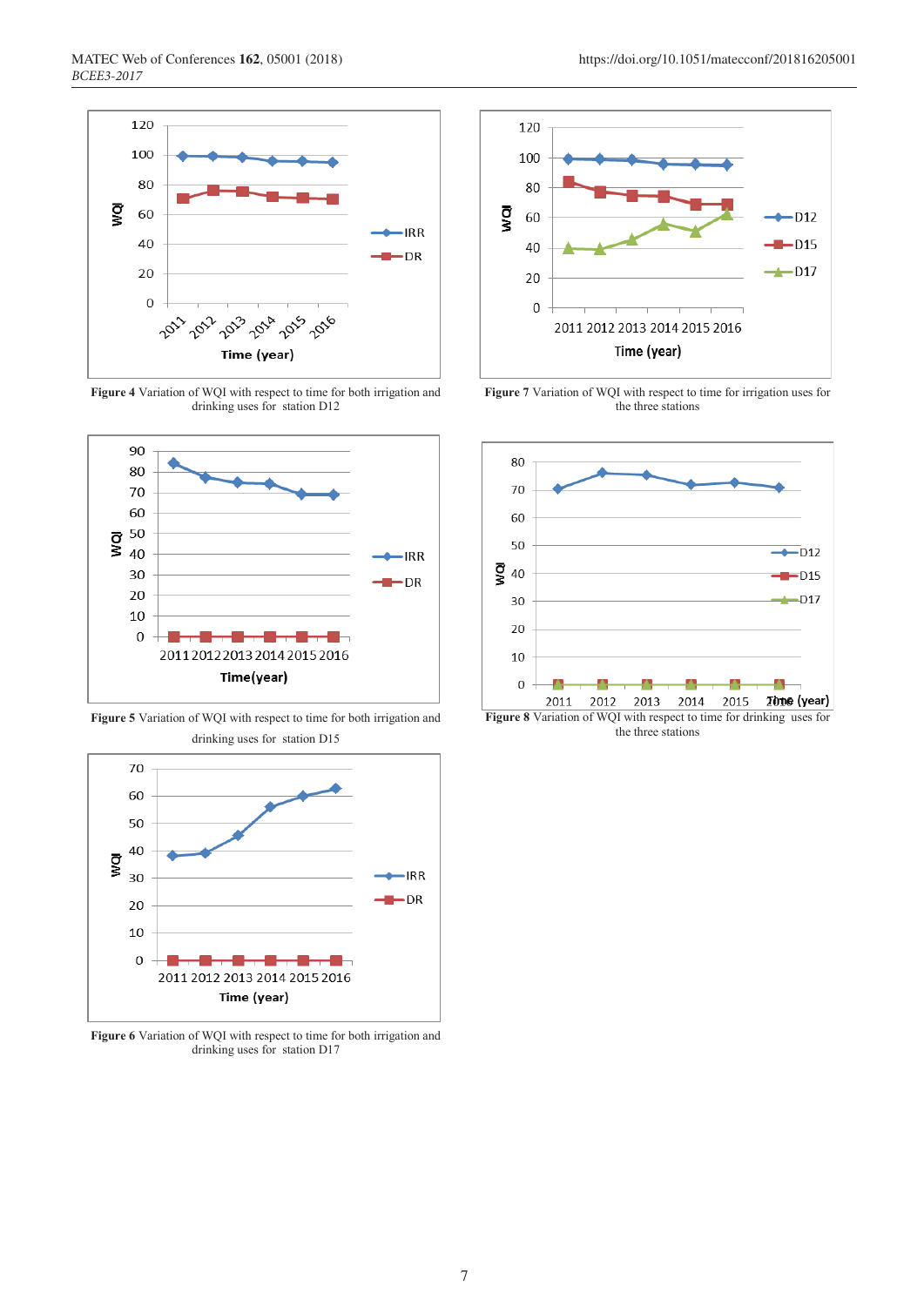120
100
80
60
40
20
0
WQI
2011
2012
2013
2014
2015
2016
Time (year)
IRR
DR

**Figure 4** Variation of WQI with respect to time for both irrigation and drinking uses for station D12

90
80
70
60
50
40
30
20
10
0
WQI
2011 2012 2013 2014 2015 2016
Time(year)
IRR
DR

**Figure 5** Variation of WQI with respect to time for both irrigation and drinking uses for station D15

70
60
50
40
30
20
10
0
WQI
2011 2012 2013 2014 2015 2016
Time (year)
IRR
DR

**Figure 6** Variation of WQI with respect to time for both irrigation and drinking uses for station D17

120
100
80
60
40
20
0
WQI
2011 2012 2013 2014 2015 2016
Time (year)
D12
D15
D17

**Figure 7** Variation of WQI with respect to time for irrigation uses for the three stations

80
70
60
50
40
30
20
10
0
WQI
2011 2012 2013 2014 2015 2016
Time (year)
D12
D15
D17

**Figure 8** Variation of WQI with respect to time for drinking uses for the three stations